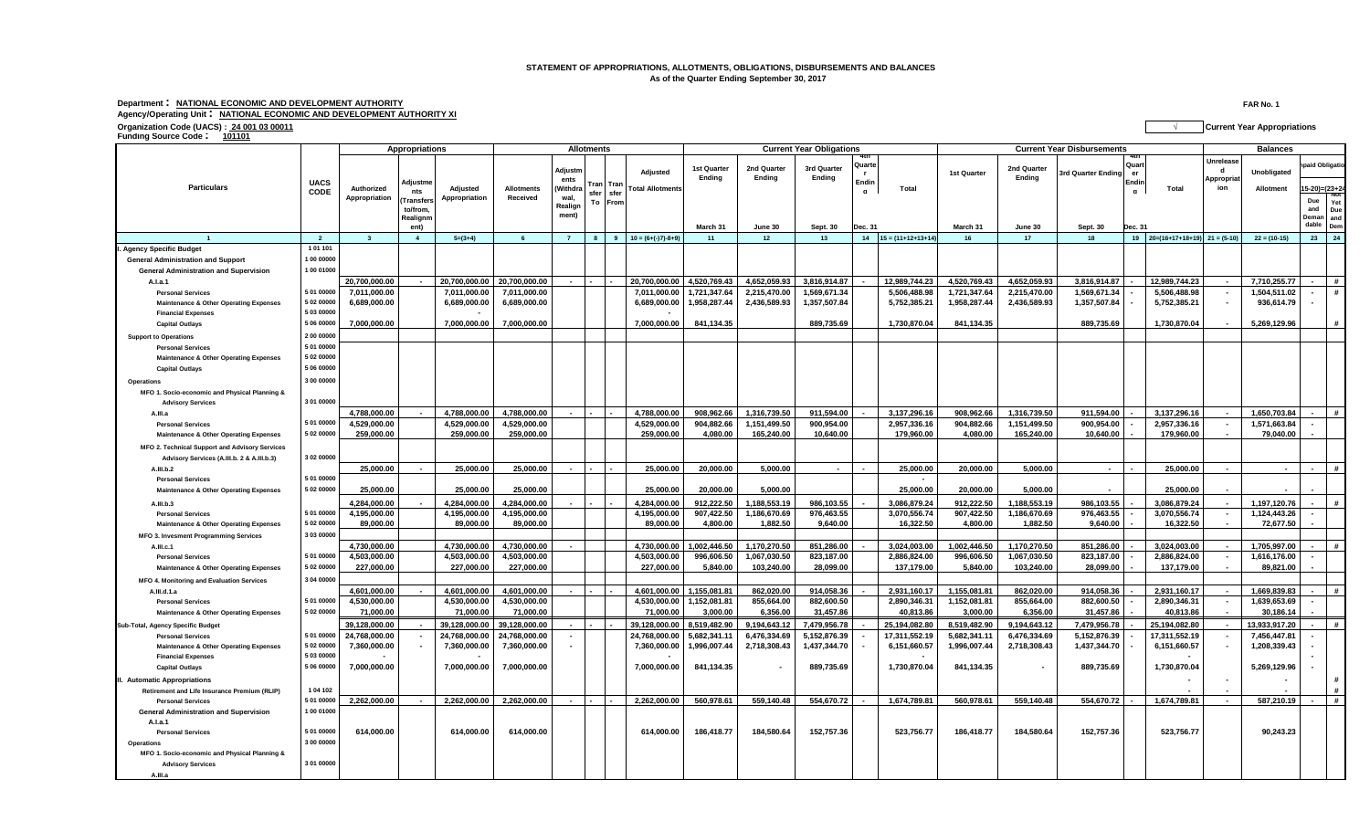**STATEMENT OF APPROPRIATIONS, ALLOTMENTS, OBLIGATIONS, DISBURSEMENTS AND BALANCES**
**As of the Quarter Ending September 30, 2017**

**Department : NATIONAL ECONOMIC AND DEVELOPMENT AUTHORITY**
**Agency/Operating Unit : NATIONAL ECONOMIC AND DEVELOPMENT AUTHORITY XI**
**Organization Code (UACS) : 24 001 03 00011**
**Funding Source Code : 101101**

FAR No. 1

√ Current Year Appropriations

| Particulars | UACS CODE | Appropriations | | | Allotments | | | | | Current Year Obligations | | | | | Current Year Disbursements | | | | | Balances | | | |
|---|---|---|---|---|---|---|---|---|---|---|---|---|---|---|---|---|---|---|---|---|---|---|---|
| | | Authorized Appropriation | Adjustments (Transfers to/from, Realignment) | Adjusted Appropriation | Allotments Received | Adjustments (Withdrawal, Realignment) | Transfer To | Transfer From | Adjusted Total Allotments | 1st Quarter Ending | 2nd Quarter Ending | 3rd Quarter Ending | 4th Quarter Ending | Total | 1st Quarter | 2nd Quarter Ending | 3rd Quarter Ending | 4th Quarter Ending | Total | Unreleased Appropriation | Unobligated Allotment | Unpaid Obligations (15-20)=(23+24) Due and Demandable | Not Yet Due and Demandable |
| | | | | | | | | | | March 31 | June 30 | Sept. 30 | Dec. 31 | | March 31 | June 30 | Sept. 30 | Dec. 31 | | | | | |
| 1 | 2 | 3 | 4 | 5=(3+4) | 6 | 7 | 8 | 9 | 10 = (6+(-)7)-8+9) | 11 | 12 | 13 | 14 | 15 = (11+12+13+14) | 16 | 17 | 18 | 19 | 20=(16+17+18+19) | 21 = (5-10) | 22 = (10-15) | 23 | 24 |
| I. Agency Specific Budget | 1 01 101 | | | | | | | | | | | | | | | | | | | | | | |
| General Administration and Support | 1 00 00000 | | | | | | | | | | | | | | | | | | | | | | |
| General Administration and Supervision | 1 00 01000 | | | | | | | | | | | | | | | | | | | | | | |
| A.I.a.1 | | 20,700,000.00 | - | 20,700,000.00 | 20,700,000.00 | - | - | - | 20,700,000.00 | 4,520,769.43 | 4,652,059.93 | 3,816,914.87 | - | 12,989,744.23 | 4,520,769.43 | 4,652,059.93 | 3,816,914.87 | - | 12,989,744.23 | - | 7,710,255.77 | - | # |
| Personal Services | 5 01 00000 | 7,011,000.00 | | 7,011,000.00 | 7,011,000.00 | | | | 7,011,000.00 | 1,721,347.64 | 2,215,470.00 | 1,569,671.34 | | 5,506,488.98 | 1,721,347.64 | 2,215,470.00 | 1,569,671.34 | - | 5,506,488.98 | - | 1,504,511.02 | - | # |
| Maintenance & Other Operating Expenses | 5 02 00000 | 6,689,000.00 | | 6,689,000.00 | 6,689,000.00 | | | | 6,689,000.00 | 1,958,287.44 | 2,436,589.93 | 1,357,507.84 | | 5,752,385.21 | 1,958,287.44 | 2,436,589.93 | 1,357,507.84 | - | 5,752,385.21 | - | 936,614.79 | - | |
| Financial Expenses | 5 03 00000 | | | - | | | | | - | | | | | | | | | | | | | | |
| Capital Outlays | 5 06 00000 | 7,000,000.00 | | 7,000,000.00 | 7,000,000.00 | | | | 7,000,000.00 | 841,134.35 | | 889,735.69 | | 1,730,870.04 | 841,134.35 | | 889,735.69 | | 1,730,870.04 | - | 5,269,129.96 | | # |
| Support to Operations | 2 00 00000 | | | | | | | | | | | | | | | | | | | | | | |
| Personal Services | 5 01 00000 | | | | | | | | | | | | | | | | | | | | | | |
| Maintenance & Other Operating Expenses | 5 02 00000 | | | | | | | | | | | | | | | | | | | | | | |
| Capital Outlays | 5 06 00000 | | | | | | | | | | | | | | | | | | | | | | |
| Operations | 3 00 00000 | | | | | | | | | | | | | | | | | | | | | | |
| MFO 1. Socio-economic and Physical Planning & Advisory Services | 3 01 00000 | | | | | | | | | | | | | | | | | | | | | | |
| A.III.a | | 4,788,000.00 | - | 4,788,000.00 | 4,788,000.00 | - | - | - | 4,788,000.00 | 908,962.66 | 1,316,739.50 | 911,594.00 | - | 3,137,296.16 | 908,962.66 | 1,316,739.50 | 911,594.00 | - | 3,137,296.16 | - | 1,650,703.84 | - | # |
| Personal Services | 5 01 00000 | 4,529,000.00 | | 4,529,000.00 | 4,529,000.00 | | | | 4,529,000.00 | 904,882.66 | 1,151,499.50 | 900,954.00 | | 2,957,336.16 | 904,882.66 | 1,151,499.50 | 900,954.00 | - | 2,957,336.16 | - | 1,571,663.84 | - | |
| Maintenance & Other Operating Expenses | 5 02 00000 | 259,000.00 | | 259,000.00 | 259,000.00 | | | | 259,000.00 | 4,080.00 | 165,240.00 | 10,640.00 | | 179,960.00 | 4,080.00 | 165,240.00 | 10,640.00 | - | 179,960.00 | - | 79,040.00 | - | |
| MFO 2. Technical Support and Advisory Services Advisory Services (A.III.b. 2 & A.III.b.3) | 3 02 00000 | | | | | | | | | | | | | | | | | | | | | | |
| A.III.b.2 | | 25,000.00 | - | 25,000.00 | 25,000.00 | - | - | - | 25,000.00 | 20,000.00 | 5,000.00 | - | - | 25,000.00 | 20,000.00 | 5,000.00 | - | - | 25,000.00 | - | - | - | # |
| Personal Services | 5 01 00000 | | | | | | | | | | | | | - | | | | | | | | | |
| Maintenance & Other Operating Expenses | 5 02 00000 | 25,000.00 | | 25,000.00 | 25,000.00 | | | | 25,000.00 | 20,000.00 | 5,000.00 | | | 25,000.00 | 20,000.00 | 5,000.00 | - | | 25,000.00 | - | - | | |
| A.III.b.3 | | 4,284,000.00 | - | 4,284,000.00 | 4,284,000.00 | - | - | - | 4,284,000.00 | 912,222.50 | 1,188,553.19 | 986,103.55 | - | 3,086,879.24 | 912,222.50 | 1,188,553.19 | 986,103.55 | - | 3,086,879.24 | - | 1,197,120.76 | - | # |
| Personal Services | 5 01 00000 | 4,195,000.00 | | 4,195,000.00 | 4,195,000.00 | | | | 4,195,000.00 | 907,422.50 | 1,186,670.69 | 976,463.55 | | 3,070,556.74 | 907,422.50 | 1,186,670.69 | 976,463.55 | - | 3,070,556.74 | - | 1,124,443.26 | - | |
| Maintenance & Other Operating Expenses | 5 02 00000 | 89,000.00 | | 89,000.00 | 89,000.00 | | | | 89,000.00 | 4,800.00 | 1,882.50 | 9,640.00 | | 16,322.50 | 4,800.00 | 1,882.50 | 9,640.00 | - | 16,322.50 | - | 72,677.50 | - | |
| MFO 3. Invesment Programming Services | 3 03 00000 | | | | | | | | | | | | | | | | | | | | | | |
| A.III.c.1 | | 4,730,000.00 | | 4,730,000.00 | 4,730,000.00 | - | | | 4,730,000.00 | 1,002,446.50 | 1,170,270.50 | 851,286.00 | - | 3,024,003.00 | 1,002,446.50 | 1,170,270.50 | 851,286.00 | - | 3,024,003.00 | - | 1,705,997.00 | - | # |
| Personal Services | 5 01 00000 | 4,503,000.00 | | 4,503,000.00 | 4,503,000.00 | | | | 4,503,000.00 | 996,606.50 | 1,067,030.50 | 823,187.00 | | 2,886,824.00 | 996,606.50 | 1,067,030.50 | 823,187.00 | - | 2,886,824.00 | - | 1,616,176.00 | - | |
| Maintenance & Other Operating Expenses | 5 02 00000 | 227,000.00 | | 227,000.00 | 227,000.00 | | | | 227,000.00 | 5,840.00 | 103,240.00 | 28,099.00 | | 137,179.00 | 5,840.00 | 103,240.00 | 28,099.00 | - | 137,179.00 | - | 89,821.00 | - | |
| MFO 4. Monitoring and Evaluation Services | 3 04 00000 | | | | | | | | | | | | | | | | | | | | | | |
| A.III.d.1.a | | 4,601,000.00 | - | 4,601,000.00 | 4,601,000.00 | - | - | - | 4,601,000.00 | 1,155,081.81 | 862,020.00 | 914,058.36 | - | 2,931,160.17 | 1,155,081.81 | 862,020.00 | 914,058.36 | - | 2,931,160.17 | - | 1,669,839.83 | - | # |
| Personal Services | 5 01 00000 | 4,530,000.00 | | 4,530,000.00 | 4,530,000.00 | | | | 4,530,000.00 | 1,152,081.81 | 855,664.00 | 882,600.50 | | 2,890,346.31 | 1,152,081.81 | 855,664.00 | 882,600.50 | - | 2,890,346.31 | - | 1,639,653.69 | - | |
| Maintenance & Other Operating Expenses | 5 02 00000 | 71,000.00 | | 71,000.00 | 71,000.00 | | | | 71,000.00 | 3,000.00 | 6,356.00 | 31,457.86 | | 40,813.86 | 3,000.00 | 6,356.00 | 31,457.86 | - | 40,813.86 | - | 30,186.14 | - | |
| Sub-Total, Agency Specific Budget | | 39,128,000.00 | - | 39,128,000.00 | 39,128,000.00 | - | - | - | 39,128,000.00 | 8,519,482.90 | 9,194,643.12 | 7,479,956.78 | - | 25,194,082.80 | 8,519,482.90 | 9,194,643.12 | 7,479,956.78 | - | 25,194,082.80 | - | 13,933,917.20 | - | # |
| Personal Services | 5 01 00000 | 24,768,000.00 | - | 24,768,000.00 | 24,768,000.00 | - | | | 24,768,000.00 | 5,682,341.11 | 6,476,334.69 | 5,152,876.39 | - | 17,311,552.19 | 5,682,341.11 | 6,476,334.69 | 5,152,876.39 | - | 17,311,552.19 | - | 7,456,447.81 | - | |
| Maintenance & Other Operating Expenses | 5 02 00000 | 7,360,000.00 | - | 7,360,000.00 | 7,360,000.00 | - | | | 7,360,000.00 | 1,996,007.44 | 2,718,308.43 | 1,437,344.70 | - | 6,151,660.57 | 1,996,007.44 | 2,718,308.43 | 1,437,344.70 | - | 6,151,660.57 | - | 1,208,339.43 | - | |
| Financial Expenses | 5 03 00000 | - | | - | | | | | - | | | | | - | | | | | - | | | - | |
| Capital Outlays | 5 06 00000 | 7,000,000.00 | | 7,000,000.00 | 7,000,000.00 | | | | 7,000,000.00 | 841,134.35 | - | 889,735.69 | | 1,730,870.04 | 841,134.35 | - | 889,735.69 | | 1,730,870.04 | | 5,269,129.96 | - | |
| II. Automatic Appropriations | | | | | | | | | | | | | | | | | | | - | - | - | | # |
| Retirement and Life Insurance Premium (RLIP) | 1 04 102 | | | | | | | | | | | | | | | | | | | - | - | | # |
| Personal Services | 5 01 00000 | 2,262,000.00 | - | 2,262,000.00 | 2,262,000.00 | - | - | - | 2,262,000.00 | 560,978.61 | 559,140.48 | 554,670.72 | - | 1,674,789.81 | 560,978.61 | 559,140.48 | 554,670.72 | - | 1,674,789.81 | - | 587,210.19 | - | # |
| General Administration and Supervision | 1 00 01000 | | | | | | | | | | | | | | | | | | | | | | |
| A.I.a.1 | | | | | | | | | | | | | | | | | | | | | | | |
| Personal Services | 5 01 00000 | 614,000.00 | | 614,000.00 | 614,000.00 | | | | 614,000.00 | 186,418.77 | 184,580.64 | 152,757.36 | | 523,756.77 | 186,418.77 | 184,580.64 | 152,757.36 | | 523,756.77 | | 90,243.23 | | |
| Operations | 3 00 00000 | | | | | | | | | | | | | | | | | | | | | | |
| MFO 1. Socio-economic and Physical Planning & Advisory Services | 3 01 00000 | | | | | | | | | | | | | | | | | | | | | | |
| A.III.a | | | | | | | | | | | | | | | | | | | | | | | |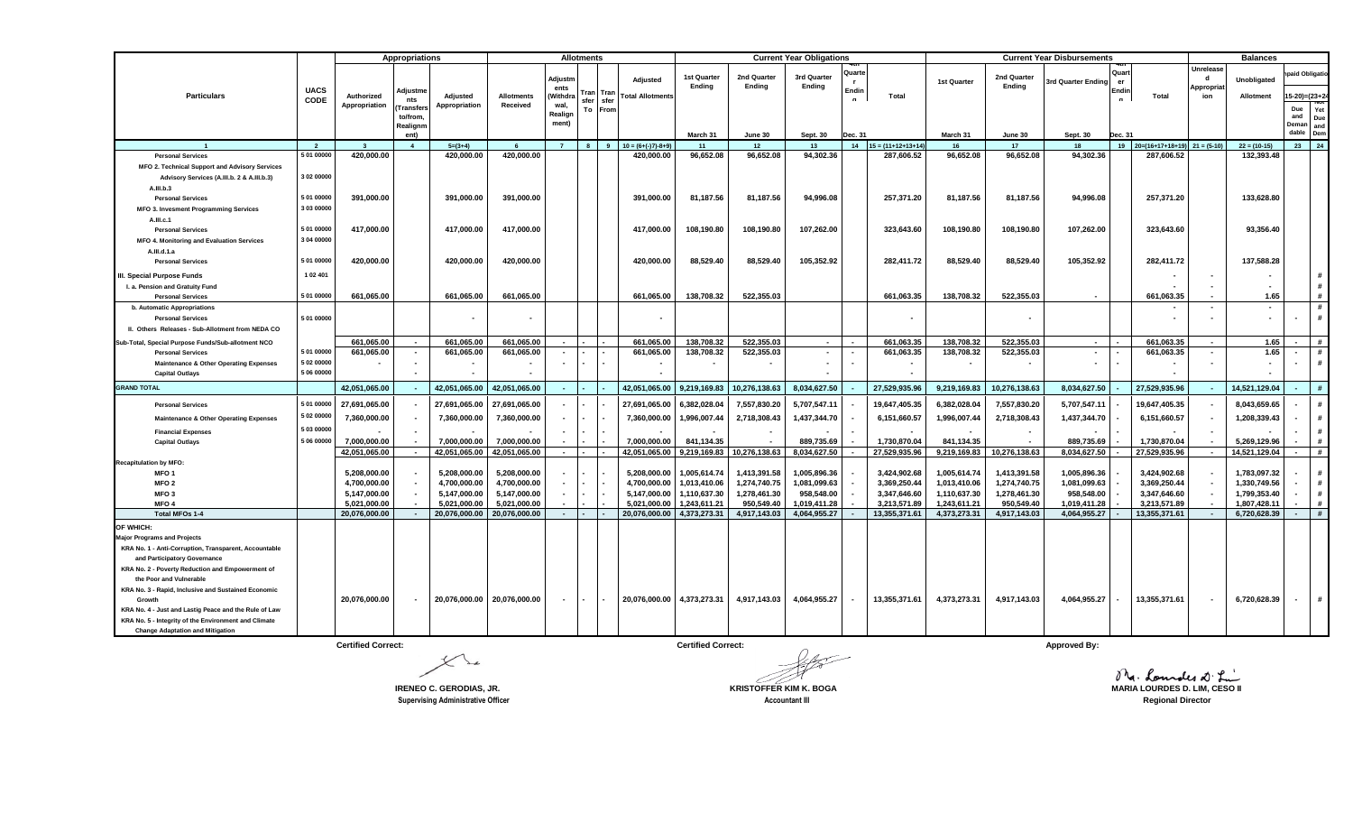| Particulars | UACS CODE | Appropriations | | | Allotments | | | | | Current Year Obligations | | | | | Current Year Disbursements | | | | | Balances | | | |
|---|---|---|---|---|---|---|---|---|---|---|---|---|---|---|---|---|---|---|---|---|---|---|---|
| | | Authorized Appropriation | Adjustments (Transfers to/from, Realignment) | Adjusted Appropriation | Allotments Received | Adjustments (Withdrawal, Realignment) | Transfer To | Transfer From | Adjusted Total Allotments | 1st Quarter Ending March 31 | 2nd Quarter Ending June 30 | 3rd Quarter Ending Sept. 30 | 4th Quarter Ending Dec. 31 | Total | 1st Quarter March 31 | 2nd Quarter Ending June 30 | 3rd Quarter Ending Sept. 30 | 4th Quarter Ending Dec. 31 | Total | Unreleased Appropriation | Unobligated Allotment | Unpaid Obligations (15-20)=(23+24) Due and Demandable | Not Yet Due and Demandable |
| 1 | 2 | 3 | 4 | 5=(3+4) | 6 | 7 | 8 | 9 | 10 = (6+(-)7)-8+9) | 11 | 12 | 13 | 14 | 15 = (11+12+13+14) | 16 | 17 | 18 | 19 | 20=(16+17+18+19) | 21 = (5-10) | 22 = (10-15) | 23 | 24 |
| Personal Services | 5 01 00000 | 420,000.00 | | 420,000.00 | 420,000.00 | | | | 420,000.00 | 96,652.08 | 96,652.08 | 94,302.36 | | 287,606.52 | 96,652.08 | 96,652.08 | 94,302.36 | | 287,606.52 | | 132,393.48 | | |
| MFO 2. Technical Support and Advisory Services Advisory Services (A.III.b. 2 & A.III.b.3) | 3 02 00000 | | | | | | | | | | | | | | | | | | | | | | |
| A.III.b.3 | | | | | | | | | | | | | | | | | | | | | | | |
| Personal Services | 5 01 00000 | 391,000.00 | | 391,000.00 | 391,000.00 | | | | 391,000.00 | 81,187.56 | 81,187.56 | 94,996.08 | | 257,371.20 | 81,187.56 | 81,187.56 | 94,996.08 | | 257,371.20 | | 133,628.80 | | |
| MFO 3. Invesment Programming Services | 3 03 00000 | | | | | | | | | | | | | | | | | | | | | | |
| A.III.c.1 | | | | | | | | | | | | | | | | | | | | | | | |
| Personal Services | 5 01 00000 | 417,000.00 | | 417,000.00 | 417,000.00 | | | | 417,000.00 | 108,190.80 | 108,190.80 | 107,262.00 | | 323,643.60 | 108,190.80 | 108,190.80 | 107,262.00 | | 323,643.60 | | 93,356.40 | | |
| MFO 4. Monitoring and Evaluation Services | 3 04 00000 | | | | | | | | | | | | | | | | | | | | | | |
| A.III.d.1.a | | | | | | | | | | | | | | | | | | | | | | | |
| Personal Services | 5 01 00000 | 420,000.00 | | 420,000.00 | 420,000.00 | | | | 420,000.00 | 88,529.40 | 88,529.40 | 105,352.92 | | 282,411.72 | 88,529.40 | 88,529.40 | 105,352.92 | | 282,411.72 | | 137,588.28 | | |
| III. Special Purpose Funds | 1 02 401 | | | | | | | | | | | | | | | | | | - | - | - | | # |
| I. a. Pension and Gratuity Fund | | | | | | | | | | | | | | | | | | | - | - | - | | # |
| Personal Services | 5 01 00000 | 661,065.00 | | 661,065.00 | 661,065.00 | | | | 661,065.00 | 138,708.32 | 522,355.03 | | | 661,063.35 | 138,708.32 | 522,355.03 | - | | 661,063.35 | - | 1.65 | | # |
| b. Automatic Appropriations | | | | | | | | | | | | | | | | | | | - | - | - | | # |
| Personal Services | 5 01 00000 | | | - | - | | | | - | | | | | - | | - | | | - | - | - | - | # |
| II. Others Releases - Sub-Allotment from NEDA CO | | | | | | | | | | | | | | | | | | | | | | | |
| Sub-Total, Special Purpose Funds/Sub-allotment NCO | | 661,065.00 | - | 661,065.00 | 661,065.00 | - | - | - | 661,065.00 | 138,708.32 | 522,355.03 | - | - | 661,063.35 | 138,708.32 | 522,355.03 | - | - | 661,063.35 | - | 1.65 | - | # |
| Personal Services | 5 01 00000 | 661,065.00 | - | 661,065.00 | 661,065.00 | - | - | - | 661,065.00 | 138,708.32 | 522,355.03 | - | - | 661,063.35 | 138,708.32 | 522,355.03 | - | - | 661,063.35 | - | 1.65 | - | # |
| Maintenance & Other Operating Expenses | 5 02 00000 | - | - | - | - | - | - | | - | - | - | - | | - | - | - | - | - | - | - | - | - | # |
| Capital Outlays | 5 06 00000 | | - | - | - | | | | - | | | - | | - | | | | | - | | - | | |
| GRAND TOTAL | | 42,051,065.00 | - | 42,051,065.00 | 42,051,065.00 | - | - | - | 42,051,065.00 | 9,219,169.83 | 10,276,138.63 | 8,034,627.50 | - | 27,529,935.96 | 9,219,169.83 | 10,276,138.63 | 8,034,627.50 | - | 27,529,935.96 | - | 14,521,129.04 | - | # |
| Personal Services | 5 01 00000 | 27,691,065.00 | - | 27,691,065.00 | 27,691,065.00 | - | - | - | 27,691,065.00 | 6,382,028.04 | 7,557,830.20 | 5,707,547.11 | - | 19,647,405.35 | 6,382,028.04 | 7,557,830.20 | 5,707,547.11 | - | 19,647,405.35 | - | 8,043,659.65 | - | # |
| Maintenance & Other Operating Expenses | 5 02 00000 | 7,360,000.00 | - | 7,360,000.00 | 7,360,000.00 | - | - | - | 7,360,000.00 | 1,996,007.44 | 2,718,308.43 | 1,437,344.70 | - | 6,151,660.57 | 1,996,007.44 | 2,718,308.43 | 1,437,344.70 | - | 6,151,660.57 | - | 1,208,339.43 | - | # |
| Financial Expenses | 5 03 00000 | - | - | - | - | - | - | - | - | - | - | - | - | - | - | - | - | - | - | - | - | - | # |
| Capital Outlays | 5 06 00000 | 7,000,000.00 | - | 7,000,000.00 | 7,000,000.00 | - | - | - | 7,000,000.00 | 841,134.35 | - | 889,735.69 | - | 1,730,870.04 | 841,134.35 | - | 889,735.69 | - | 1,730,870.04 | - | 5,269,129.96 | - | # |
| | | 42,051,065.00 | - | 42,051,065.00 | 42,051,065.00 | - | - | - | 42,051,065.00 | 9,219,169.83 | 10,276,138.63 | 8,034,627.50 | - | 27,529,935.96 | 9,219,169.83 | 10,276,138.63 | 8,034,627.50 | - | 27,529,935.96 | - | 14,521,129.04 | - | # |
| Recapitulation by MFO: | | | | | | | | | | | | | | | | | | | | | | | |
| MFO 1 | | 5,208,000.00 | - | 5,208,000.00 | 5,208,000.00 | - | - | - | 5,208,000.00 | 1,005,614.74 | 1,413,391.58 | 1,005,896.36 | - | 3,424,902.68 | 1,005,614.74 | 1,413,391.58 | 1,005,896.36 | - | 3,424,902.68 | - | 1,783,097.32 | - | # |
| MFO 2 | | 4,700,000.00 | - | 4,700,000.00 | 4,700,000.00 | - | - | - | 4,700,000.00 | 1,013,410.06 | 1,274,740.75 | 1,081,099.63 | - | 3,369,250.44 | 1,013,410.06 | 1,274,740.75 | 1,081,099.63 | - | 3,369,250.44 | - | 1,330,749.56 | - | # |
| MFO 3 | | 5,147,000.00 | - | 5,147,000.00 | 5,147,000.00 | - | - | - | 5,147,000.00 | 1,110,637.30 | 1,278,461.30 | 958,548.00 | - | 3,347,646.60 | 1,110,637.30 | 1,278,461.30 | 958,548.00 | - | 3,347,646.60 | - | 1,799,353.40 | - | # |
| MFO 4 | | 5,021,000.00 | - | 5,021,000.00 | 5,021,000.00 | - | - | - | 5,021,000.00 | 1,243,611.21 | 950,549.40 | 1,019,411.28 | - | 3,213,571.89 | 1,243,611.21 | 950,549.40 | 1,019,411.28 | - | 3,213,571.89 | - | 1,807,428.11 | - | # |
| Total MFOs 1-4 | | 20,076,000.00 | - | 20,076,000.00 | 20,076,000.00 | - | - | - | 20,076,000.00 | 4,373,273.31 | 4,917,143.03 | 4,064,955.27 | - | 13,355,371.61 | 4,373,273.31 | 4,917,143.03 | 4,064,955.27 | - | 13,355,371.61 | - | 6,720,628.39 | - | # |
| OF WHICH: | | | | | | | | | | | | | | | | | | | | | | | |
| Major Programs and Projects | | | | | | | | | | | | | | | | | | | | | | | |
| KRA No. 1 - Anti-Corruption, Transparent, Accountable and Participatory Governance | | | | | | | | | | | | | | | | | | | | | | | |
| KRA No. 2 - Poverty Reduction and Empowerment of the Poor and Vulnerable | | | | | | | | | | | | | | | | | | | | | | | |
| KRA No. 3 - Rapid, Inclusive and Sustained Economic Growth | | 20,076,000.00 | - | 20,076,000.00 | 20,076,000.00 | - | - | - | 20,076,000.00 | 4,373,273.31 | 4,917,143.03 | 4,064,955.27 | - | 13,355,371.61 | 4,373,273.31 | 4,917,143.03 | 4,064,955.27 | - | 13,355,371.61 | - | 6,720,628.39 | - | # |
| KRA No. 4 - Just and Lastig Peace and the Rule of Law | | | | | | | | | | | | | | | | | | | | | | | |
| KRA No. 5 - Integrity of the Environment and Climate Change Adaptation and Mitigation | | | | | | | | | | | | | | | | | | | | | | | |

Certified Correct:

**IRENEO C. GERODIAS, JR.**
Supervising Administrative Officer

Certified Correct:

**KRISTOFFER KIM K. BOGA**
Accountant III

Approved By:

**MARIA LOURDES D. LIM, CESO II**
Regional Director